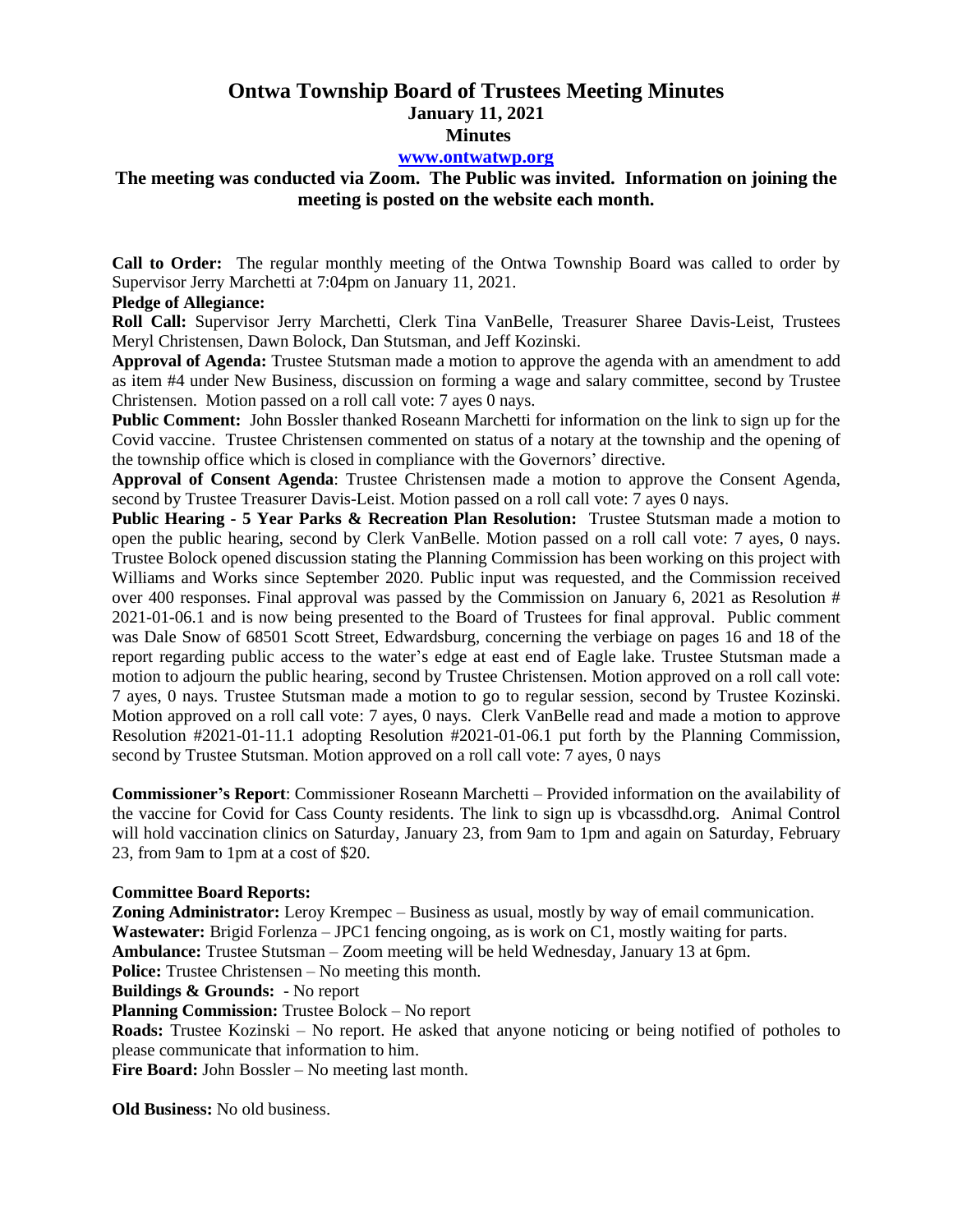# Ontwa Township Board of Trustees Meeting Minutes

## January 11, 2021

## Minutes

**www.ontwatwp.org**

**The meeting was conducted via Zoom. The Public was invited. Information on joining the meeting is posted on the website each month.**

**Call to Order:** The regular monthly meeting of the Ontwa Township Board was called to order by Supervisor Jerry Marchetti at 7:04pm on January 11, 2021.

**Pledge of Allegiance:**

**Roll Call:** Supervisor Jerry Marchetti, Clerk Tina VanBelle, Treasurer Sharee Davis-Leist, Trustees Meryl Christensen, Dawn Bolock, Dan Stutsman, and Jeff Kozinski.

**Approval of Agenda:** Trustee Stutsman made a motion to approve the agenda with an amendment to add as item #4 under New Business, discussion on forming a wage and salary committee, second by Trustee Christensen. Motion passed on a roll call vote: 7 ayes 0 nays.

**Public Comment:** John Bossler thanked Roseann Marchetti for information on the link to sign up for the Covid vaccine. Trustee Christensen commented on status of a notary at the township and the opening of the township office which is closed in compliance with the Governors' directive.

**Approval of Consent Agenda**: Trustee Christensen made a motion to approve the Consent Agenda, second by Trustee Treasurer Davis-Leist. Motion passed on a roll call vote: 7 ayes 0 nays.

**Public Hearing - 5 Year Parks & Recreation Plan Resolution:** Trustee Stutsman made a motion to open the public hearing, second by Clerk VanBelle. Motion passed on a roll call vote: 7 ayes, 0 nays. Trustee Bolock opened discussion stating the Planning Commission has been working on this project with Williams and Works since September 2020. Public input was requested, and the Commission received over 400 responses. Final approval was passed by the Commission on January 6, 2021 as Resolution # 2021-01-06.1 and is now being presented to the Board of Trustees for final approval. Public comment was Dale Snow of 68501 Scott Street, Edwardsburg, concerning the verbiage on pages 16 and 18 of the report regarding public access to the water's edge at east end of Eagle lake. Trustee Stutsman made a motion to adjourn the public hearing, second by Trustee Christensen. Motion approved on a roll call vote: 7 ayes, 0 nays. Trustee Stutsman made a motion to go to regular session, second by Trustee Kozinski. Motion approved on a roll call vote: 7 ayes, 0 nays. Clerk VanBelle read and made a motion to approve Resolution #2021-01-11.1 adopting Resolution #2021-01-06.1 put forth by the Planning Commission, second by Trustee Stutsman. Motion approved on a roll call vote: 7 ayes, 0 nays

**Commissioner's Report**: Commissioner Roseann Marchetti – Provided information on the availability of the vaccine for Covid for Cass County residents. The link to sign up is vbcassdhd.org. Animal Control will hold vaccination clinics on Saturday, January 23, from 9am to 1pm and again on Saturday, February 23, from 9am to 1pm at a cost of $20.

**Committee Board Reports:**

**Zoning Administrator:** Leroy Krempec – Business as usual, mostly by way of email communication.

**Wastewater:** Brigid Forlenza – JPC1 fencing ongoing, as is work on C1, mostly waiting for parts.

**Ambulance:** Trustee Stutsman – Zoom meeting will be held Wednesday, January 13 at 6pm.

**Police:** Trustee Christensen – No meeting this month.

**Buildings & Grounds:** - No report

**Planning Commission:** Trustee Bolock – No report

**Roads:** Trustee Kozinski – No report. He asked that anyone noticing or being notified of potholes to please communicate that information to him.

**Fire Board:** John Bossler – No meeting last month.

**Old Business:** No old business.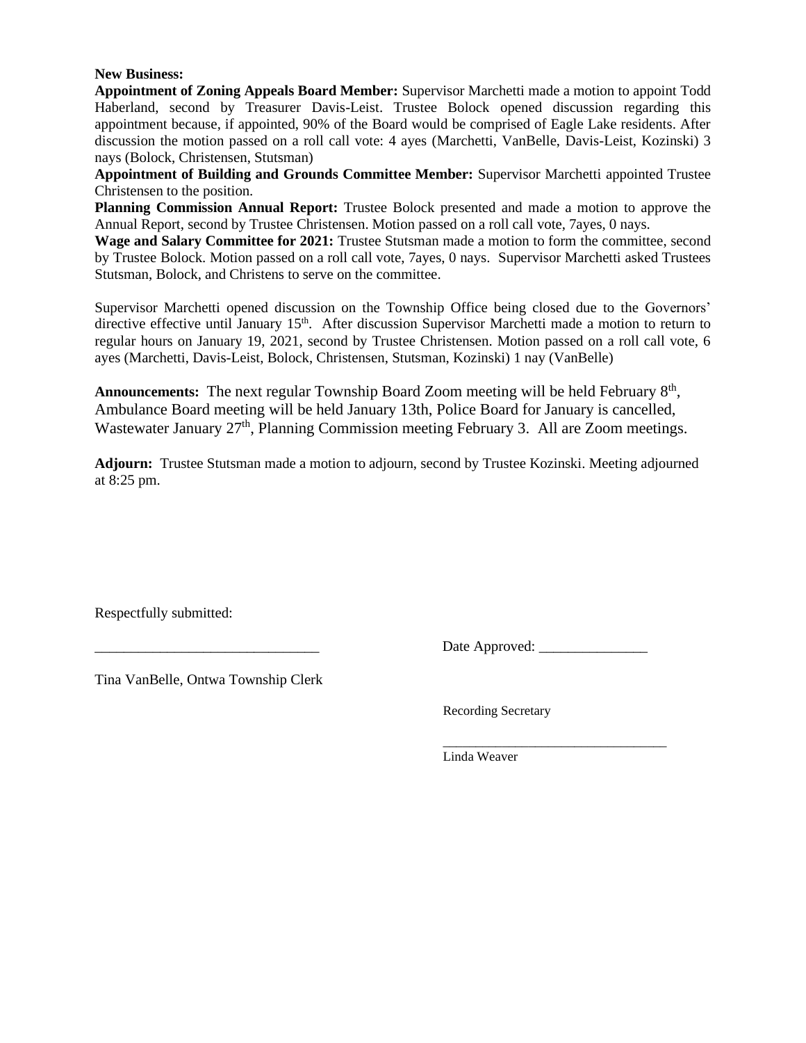**New Business:**

**Appointment of Zoning Appeals Board Member:** Supervisor Marchetti made a motion to appoint Todd Haberland, second by Treasurer Davis-Leist. Trustee Bolock opened discussion regarding this appointment because, if appointed, 90% of the Board would be comprised of Eagle Lake residents. After discussion the motion passed on a roll call vote: 4 ayes (Marchetti, VanBelle, Davis-Leist, Kozinski) 3 nays (Bolock, Christensen, Stutsman)

**Appointment of Building and Grounds Committee Member:** Supervisor Marchetti appointed Trustee Christensen to the position.

**Planning Commission Annual Report:** Trustee Bolock presented and made a motion to approve the Annual Report, second by Trustee Christensen. Motion passed on a roll call vote, 7ayes, 0 nays.

**Wage and Salary Committee for 2021:** Trustee Stutsman made a motion to form the committee, second by Trustee Bolock. Motion passed on a roll call vote, 7ayes, 0 nays. Supervisor Marchetti asked Trustees Stutsman, Bolock, and Christens to serve on the committee.

Supervisor Marchetti opened discussion on the Township Office being closed due to the Governors' directive effective until January 15th. After discussion Supervisor Marchetti made a motion to return to regular hours on January 19, 2021, second by Trustee Christensen. Motion passed on a roll call vote, 6 ayes (Marchetti, Davis-Leist, Bolock, Christensen, Stutsman, Kozinski) 1 nay (VanBelle)

**Announcements:** The next regular Township Board Zoom meeting will be held February 8th, Ambulance Board meeting will be held January 13th, Police Board for January is cancelled, Wastewater January 27th, Planning Commission meeting February 3. All are Zoom meetings.

**Adjourn:** Trustee Stutsman made a motion to adjourn, second by Trustee Kozinski. Meeting adjourned at 8:25 pm.

Respectfully submitted:

_______________________________ Date Approved: _______________

Tina VanBelle, Ontwa Township Clerk

Recording Secretary

_________________________________

Linda Weaver